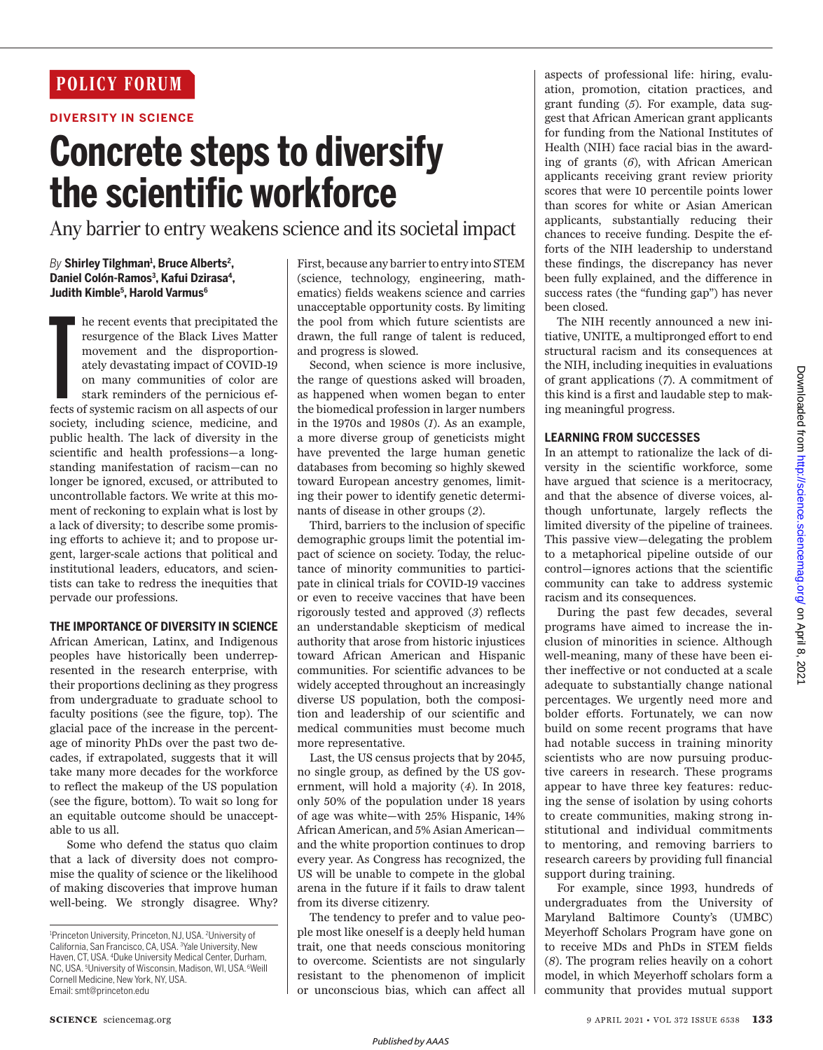POLICY FORUM

DIVERSITY IN SCIENCE

# Concrete steps to diversify the scientific workforce

Any barrier to entry weakens science and its societal impact

*By* **Shirley Tilghman[1], Bruce Alberts[2], Daniel Colón-Ramos[3], Kafui Dzirasa[4], Judith Kimble[5], Harold Varmus[6]**

The recent events that precipitated the resurgence of the Black Lives Matter movement and the disproportionately devastating impact of COVID-19 on many communities of color are stark reminders of the pernicious effects of systemic racism on all aspects of our society, including science, medicine, and public health. The lack of diversity in the scientific and health professions—a longstanding manifestation of racism—can no longer be ignored, excused, or attributed to uncontrollable factors. We write at this moment of reckoning to explain what is lost by a lack of diversity; to describe some promising efforts to achieve it; and to propose urgent, larger-scale actions that political and institutional leaders, educators, and scientists can take to redress the inequities that pervade our professions.

## THE IMPORTANCE OF DIVERSITY IN SCIENCE

African American, Latinx, and Indigenous peoples have historically been underrepresented in the research enterprise, with their proportions declining as they progress from undergraduate to graduate school to faculty positions (see the figure, top). The glacial pace of the increase in the percentage of minority PhDs over the past two decades, if extrapolated, suggests that it will take many more decades for the workforce to reflect the makeup of the US population (see the figure, bottom). To wait so long for an equitable outcome should be unacceptable to us all.

Some who defend the status quo claim that a lack of diversity does not compromise the quality of science or the likelihood of making discoveries that improve human well-being. We strongly disagree. Why? First, because any barrier to entry into STEM (science, technology, engineering, mathematics) fields weakens science and carries unacceptable opportunity costs. By limiting the pool from which future scientists are drawn, the full range of talent is reduced, and progress is slowed.

Second, when science is more inclusive, the range of questions asked will broaden, as happened when women began to enter the biomedical profession in larger numbers in the 1970s and 1980s (*1*). As an example, a more diverse group of geneticists might have prevented the large human genetic databases from becoming so highly skewed toward European ancestry genomes, limiting their power to identify genetic determinants of disease in other groups (*2*).

Third, barriers to the inclusion of specific demographic groups limit the potential impact of science on society. Today, the reluctance of minority communities to participate in clinical trials for COVID-19 vaccines or even to receive vaccines that have been rigorously tested and approved (*3*) reflects an understandable skepticism of medical authority that arose from historic injustices toward African American and Hispanic communities. For scientific advances to be widely accepted throughout an increasingly diverse US population, both the composition and leadership of our scientific and medical communities must become much more representative.

Last, the US census projects that by 2045, no single group, as defined by the US government, will hold a majority (*4*). In 2018, only 50% of the population under 18 years of age was white—with 25% Hispanic, 14% African American, and 5% Asian American—and the white proportion continues to drop every year. As Congress has recognized, the US will be unable to compete in the global arena in the future if it fails to draw talent from its diverse citizenry.

The tendency to prefer and to value people most like oneself is a deeply held human trait, one that needs conscious monitoring to overcome. Scientists are not singularly resistant to the phenomenon of implicit or unconscious bias, which can affect all aspects of professional life: hiring, evaluation, promotion, citation practices, and grant funding (*5*). For example, data suggest that African American grant applicants for funding from the National Institutes of Health (NIH) face racial bias in the awarding of grants (*6*), with African American applicants receiving grant review priority scores that were 10 percentile points lower than scores for white or Asian American applicants, substantially reducing their chances to receive funding. Despite the efforts of the NIH leadership to understand these findings, the discrepancy has never been fully explained, and the difference in success rates (the "funding gap") has never been closed.

The NIH recently announced a new initiative, UNITE, a multipronged effort to end structural racism and its consequences at the NIH, including inequities in evaluations of grant applications (*7*). A commitment of this kind is a first and laudable step to making meaningful progress.

## LEARNING FROM SUCCESSES

In an attempt to rationalize the lack of diversity in the scientific workforce, some have argued that science is a meritocracy, and that the absence of diverse voices, although unfortunate, largely reflects the limited diversity of the pipeline of trainees. This passive view—delegating the problem to a metaphorical pipeline outside of our control—ignores actions that the scientific community can take to address systemic racism and its consequences.

During the past few decades, several programs have aimed to increase the inclusion of minorities in science. Although well-meaning, many of these have been either ineffective or not conducted at a scale adequate to substantially change national percentages. We urgently need more and bolder efforts. Fortunately, we can now build on some recent programs that have had notable success in training minority scientists who are now pursuing productive careers in research. These programs appear to have three key features: reducing the sense of isolation by using cohorts to create communities, making strong institutional and individual commitments to mentoring, and removing barriers to research careers by providing full financial support during training.

For example, since 1993, hundreds of undergraduates from the University of Maryland Baltimore County's (UMBC) Meyerhoff Scholars Program have gone on to receive MDs and PhDs in STEM fields (*8*). The program relies heavily on a cohort model, in which Meyerhoff scholars form a community that provides mutual support

[1]Princeton University, Princeton, NJ, USA. [2]University of California, San Francisco, CA, USA. [3]Yale University, New Haven, CT, USA. [4]Duke University Medical Center, Durham, NC, USA. [5]University of Wisconsin, Madison, WI, USA. [6]Weill Cornell Medicine, New York, NY, USA. Email: smt@princeton.edu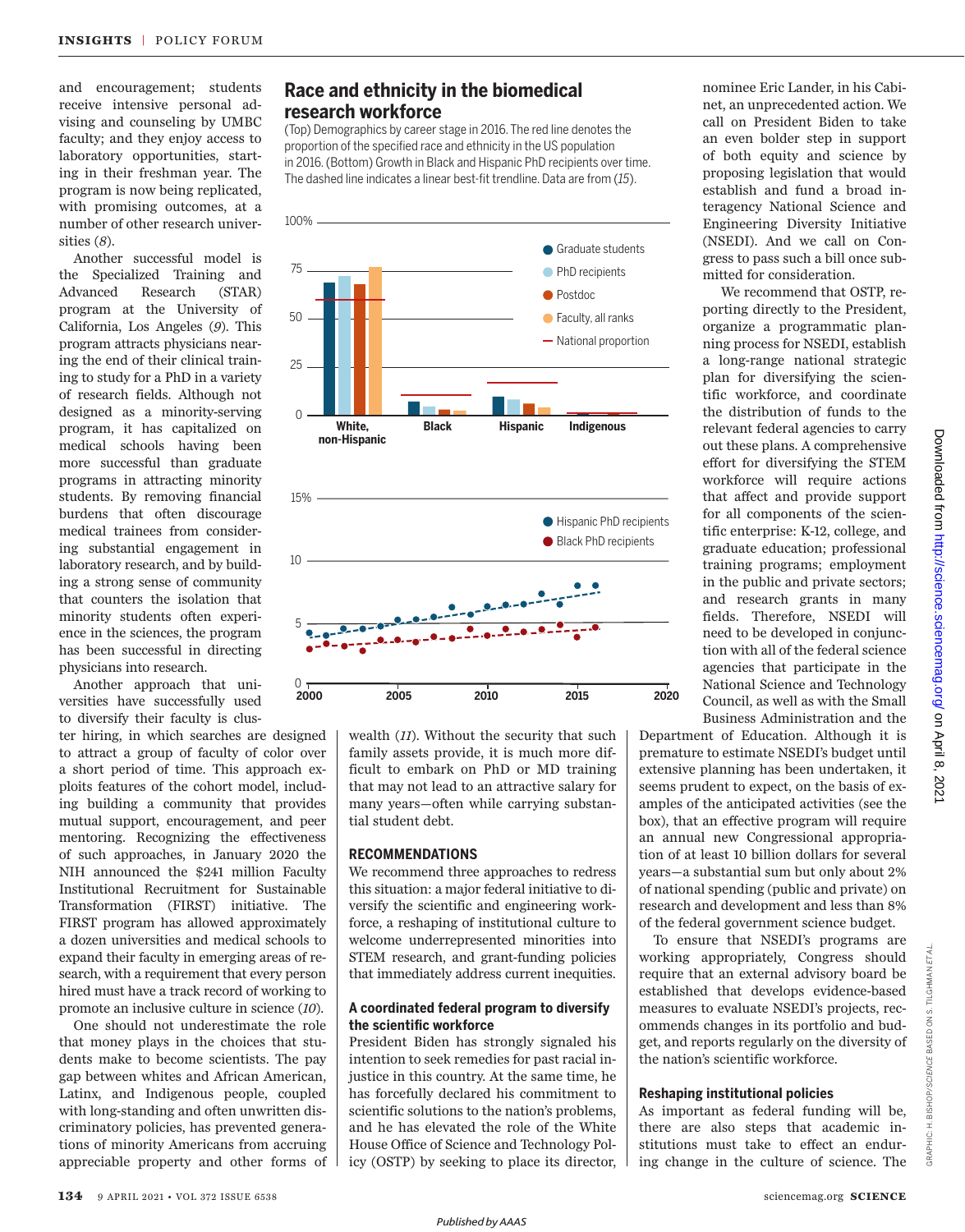and encouragement; students receive intensive personal advising and counseling by UMBC faculty; and they enjoy access to laboratory opportunities, starting in their freshman year. The program is now being replicated, with promising outcomes, at a number of other research universities (8).

Another successful model is the Specialized Training and Advanced Research (STAR) program at the University of California, Los Angeles (9). This program attracts physicians nearing the end of their clinical training to study for a PhD in a variety of research fields. Although not designed as a minority-serving program, it has capitalized on medical schools having been more successful than graduate programs in attracting minority students. By removing financial burdens that often discourage medical trainees from considering substantial engagement in laboratory research, and by building a strong sense of community that counters the isolation that minority students often experience in the sciences, the program has been successful in directing physicians into research.

Another approach that universities have successfully used to diversify their faculty is cluster hiring, in which searches are designed to attract a group of faculty of color over a short period of time. This approach exploits features of the cohort model, including building a community that provides mutual support, encouragement, and peer mentoring. Recognizing the effectiveness of such approaches, in January 2020 the NIH announced the $241 million Faculty Institutional Recruitment for Sustainable Transformation (FIRST) initiative. The FIRST program has allowed approximately a dozen universities and medical schools to expand their faculty in emerging areas of research, with a requirement that every person hired must have a track record of working to promote an inclusive culture in science (10).

One should not underestimate the role that money plays in the choices that students make to become scientists. The pay gap between whites and African American, Latinx, and Indigenous people, coupled with long-standing and often unwritten discriminatory policies, has prevented generations of minority Americans from accruing appreciable property and other forms of wealth (11). Without the security that such family assets provide, it is much more difficult to embark on PhD or MD training that may not lead to an attractive salary for many years—often while carrying substantial student debt.

## Race and ethnicity in the biomedical research workforce

(Top) Demographics by career stage in 2016. The red line denotes the proportion of the specified race and ethnicity in the US population in 2016. (Bottom) Growth in Black and Hispanic PhD recipients over time. The dashed line indicates a linear best-fit trendline. Data are from (15).

## RECOMMENDATIONS

We recommend three approaches to redress this situation: a major federal initiative to diversify the scientific and engineering workforce, a reshaping of institutional culture to welcome underrepresented minorities into STEM research, and grant-funding policies that immediately address current inequities.

### A coordinated federal program to diversify the scientific workforce

President Biden has strongly signaled his intention to seek remedies for past racial injustice in this country. At the same time, he has forcefully declared his commitment to scientific solutions to the nation's problems, and he has elevated the role of the White House Office of Science and Technology Policy (OSTP) by seeking to place its director, nominee Eric Lander, in his Cabinet, an unprecedented action. We call on President Biden to take an even bolder step in support of both equity and science by proposing legislation that would establish and fund a broad interagency National Science and Engineering Diversity Initiative (NSEDI). And we call on Congress to pass such a bill once submitted for consideration.

We recommend that OSTP, reporting directly to the President, organize a programmatic planning process for NSEDI, establish a long-range national strategic plan for diversifying the scientific workforce, and coordinate the distribution of funds to the relevant federal agencies to carry out these plans. A comprehensive effort for diversifying the STEM workforce will require actions that affect and provide support for all components of the scientific enterprise: K-12, college, and graduate education; professional training programs; employment in the public and private sectors; and research grants in many fields. Therefore, NSEDI will need to be developed in conjunction with all of the federal science agencies that participate in the National Science and Technology Council, as well as with the Small Business Administration and the Department of Education. Although it is premature to estimate NSEDI's budget until extensive planning has been undertaken, it seems prudent to expect, on the basis of examples of the anticipated activities (see the box), that an effective program will require an annual new Congressional appropriation of at least 10 billion dollars for several years—a substantial sum but only about 2% of national spending (public and private) on research and development and less than 8% of the federal government science budget.

To ensure that NSEDI's programs are working appropriately, Congress should require that an external advisory board be established that develops evidence-based measures to evaluate NSEDI's projects, recommends changes in its portfolio and budget, and reports regularly on the diversity of the nation's scientific workforce.

### Reshaping institutional policies

As important as federal funding will be, there are also steps that academic institutions must take to effect an enduring change in the culture of science. The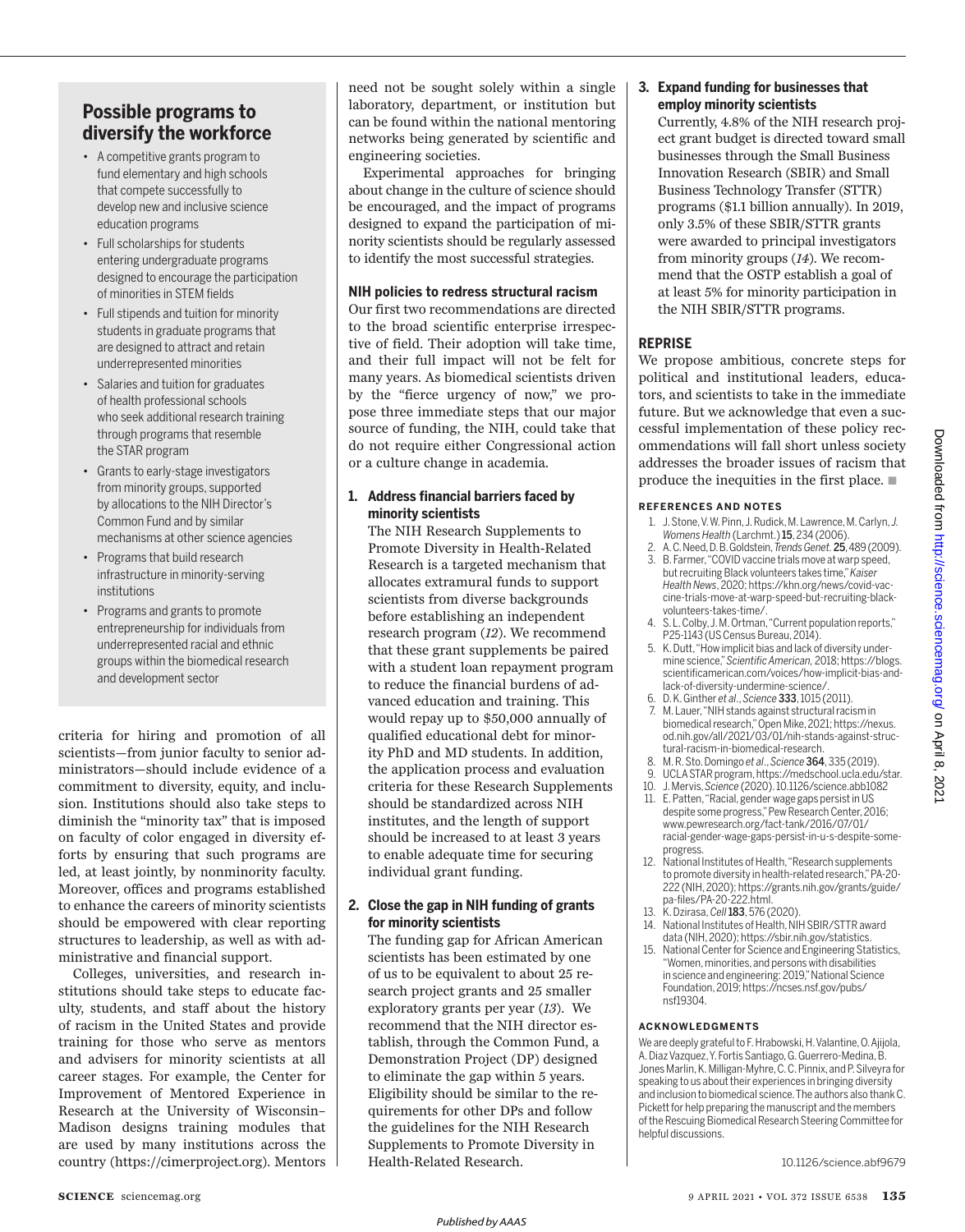## Possible programs to diversify the workforce

- A competitive grants program to fund elementary and high schools that compete successfully to develop new and inclusive science education programs
- Full scholarships for students entering undergraduate programs designed to encourage the participation of minorities in STEM fields
- Full stipends and tuition for minority students in graduate programs that are designed to attract and retain underrepresented minorities
- Salaries and tuition for graduates of health professional schools who seek additional research training through programs that resemble the STAR program
- Grants to early-stage investigators from minority groups, supported by allocations to the NIH Director's Common Fund and by similar mechanisms at other science agencies
- Programs that build research infrastructure in minority-serving institutions
- Programs and grants to promote entrepreneurship for individuals from underrepresented racial and ethnic groups within the biomedical research and development sector

criteria for hiring and promotion of all scientists—from junior faculty to senior administrators—should include evidence of a commitment to diversity, equity, and inclusion. Institutions should also take steps to diminish the "minority tax" that is imposed on faculty of color engaged in diversity efforts by ensuring that such programs are led, at least jointly, by nonminority faculty. Moreover, offices and programs established to enhance the careers of minority scientists should be empowered with clear reporting structures to leadership, as well as with administrative and financial support.

Colleges, universities, and research institutions should take steps to educate faculty, students, and staff about the history of racism in the United States and provide training for those who serve as mentors and advisers for minority scientists at all career stages. For example, the Center for Improvement of Mentored Experience in Research at the University of Wisconsin–Madison designs training modules that are used by many institutions across the country (https://cimerproject.org). Mentors need not be sought solely within a single laboratory, department, or institution but can be found within the national mentoring networks being generated by scientific and engineering societies.

Experimental approaches for bringing about change in the culture of science should be encouraged, and the impact of programs designed to expand the participation of minority scientists should be regularly assessed to identify the most successful strategies.

### NIH policies to redress structural racism

Our first two recommendations are directed to the broad scientific enterprise irrespective of field. Their adoption will take time, and their full impact will not be felt for many years. As biomedical scientists driven by the "fierce urgency of now," we propose three immediate steps that our major source of funding, the NIH, could take that do not require either Congressional action or a culture change in academia.

**1. Address financial barriers faced by minority scientists**

The NIH Research Supplements to Promote Diversity in Health-Related Research is a targeted mechanism that allocates extramural funds to support scientists from diverse backgrounds before establishing an independent research program (*12*). We recommend that these grant supplements be paired with a student loan repayment program to reduce the financial burdens of advanced education and training. This would repay up to $50,000 annually of qualified educational debt for minority PhD and MD students. In addition, the application process and evaluation criteria for these Research Supplements should be standardized across NIH institutes, and the length of support should be increased to at least 3 years to enable adequate time for securing individual grant funding.

**2. Close the gap in NIH funding of grants for minority scientists**

The funding gap for African American scientists has been estimated by one of us to be equivalent to about 25 research project grants and 25 smaller exploratory grants per year (*13*). We recommend that the NIH director establish, through the Common Fund, a Demonstration Project (DP) designed to eliminate the gap within 5 years. Eligibility should be similar to the requirements for other DPs and follow the guidelines for the NIH Research Supplements to Promote Diversity in Health-Related Research.

**3. Expand funding for businesses that employ minority scientists**

Currently, 4.8% of the NIH research project grant budget is directed toward small businesses through the Small Business Innovation Research (SBIR) and Small Business Technology Transfer (STTR) programs ($1.1 billion annually). In 2019, only 3.5% of these SBIR/STTR grants were awarded to principal investigators from minority groups (*14*). We recommend that the OSTP establish a goal of at least 5% for minority participation in the NIH SBIR/STTR programs.

### REPRISE

We propose ambitious, concrete steps for political and institutional leaders, educators, and scientists to take in the immediate future. But we acknowledge that even a successful implementation of these policy recommendations will fall short unless society addresses the broader issues of racism that produce the inequities in the first place. ■

#### REFERENCES AND NOTES

1. J. Stone, V. W. Pinn, J. Rudick, M. Lawrence, M. Carlyn, *J. Womens Health* (Larchmt.) **15**, 234 (2006).
2. A. C. Need, D. B. Goldstein, *Trends Genet.* **25**, 489 (2009).
3. B. Farmer, "COVID vaccine trials move at warp speed, but recruiting Black volunteers takes time," *Kaiser Health News*, 2020; https://khn.org/news/covid-vaccine-trials-move-at-warp-speed-but-recruiting-black-volunteers-takes-time/.
4. S. L. Colby, J. M. Ortman, "Current population reports," P25-1143 (US Census Bureau, 2014).
5. K. Dutt, "How implicit bias and lack of diversity undermine science," *Scientific American*, 2018; https://blogs.scientificamerican.com/voices/how-implicit-bias-and-lack-of-diversity-undermine-science/.
6. D. K. Ginther *et al.*, *Science* **333**, 1015 (2011).
7. M. Lauer, "NIH stands against structural racism in biomedical research," Open Mike, 2021; https://nexus.od.nih.gov/all/2021/03/01/nih-stands-against-structural-racism-in-biomedical-research.
8. M. R. Sto. Domingo *et al.*, *Science* **364**, 335 (2019).
9. UCLA STAR program, https://medschool.ucla.edu/star.
10. J. Mervis, *Science* (2020). 10.1126/science.abb1082
11. E. Patten, "Racial, gender wage gaps persist in US despite some progress," Pew Research Center, 2016; www.pewresearch.org/fact-tank/2016/07/01/racial-gender-wage-gaps-persist-in-u-s-despite-some-progress.
12. National Institutes of Health, "Research supplements to promote diversity in health-related research," PA-20-222 (NIH, 2020); https://grants.nih.gov/grants/guide/pa-files/PA-20-222.html.
13. K. Dzirasa, *Cell* **183**, 576 (2020).
14. National Institutes of Health, NIH SBIR/STTR award data (NIH, 2020); https://sbir.nih.gov/statistics.
15. National Center for Science and Engineering Statistics, "Women, minorities, and persons with disabilities in science and engineering: 2019," National Science Foundation, 2019; https://ncses.nsf.gov/pubs/nsf19304.

#### ACKNOWLEDGMENTS

We are deeply grateful to F. Hrabowski, H. Valantine, O. Ajijola, A. Diaz Vazquez, Y. Fortis Santiago, G. Guerrero-Medina, B. Jones Marlin, K. Milligan-Myhre, C. C. Pinnix, and P. Silveyra for speaking to us about their experiences in bringing diversity and inclusion to biomedical science. The authors also thank C. Pickett for help preparing the manuscript and the members of the Rescuing Biomedical Research Steering Committee for helpful discussions.

10.1126/science.abf9679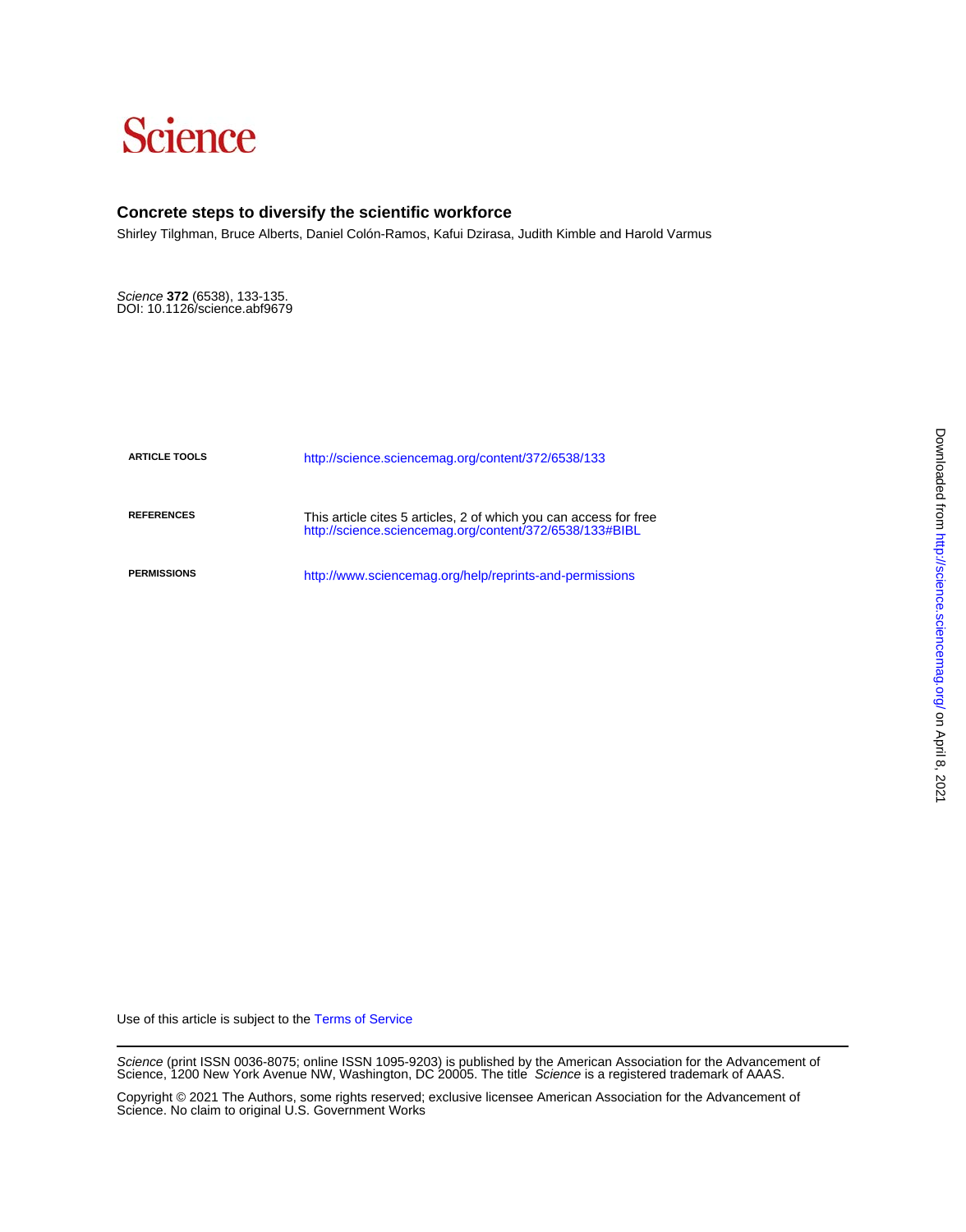# Science

## Concrete steps to diversify the scientific workforce

Shirley Tilghman, Bruce Alberts, Daniel Colón-Ramos, Kafui Dzirasa, Judith Kimble and Harold Varmus

*Science* **372** (6538), 133-135.
DOI: 10.1126/science.abf9679

| | |
|---|---|
| **ARTICLE TOOLS** | http://science.sciencemag.org/content/372/6538/133 |
| **REFERENCES** | This article cites 5 articles, 2 of which you can access for free http://science.sciencemag.org/content/372/6538/133#BIBL |
| **PERMISSIONS** | http://www.sciencemag.org/help/reprints-and-permissions |

Use of this article is subject to the Terms of Service

*Science* (print ISSN 0036-8075; online ISSN 1095-9203) is published by the American Association for the Advancement of Science, 1200 New York Avenue NW, Washington, DC 20005. The title *Science* is a registered trademark of AAAS.

Copyright © 2021 The Authors, some rights reserved; exclusive licensee American Association for the Advancement of Science. No claim to original U.S. Government Works

Downloaded from http://science.sciencemag.org/ on April 8, 2021